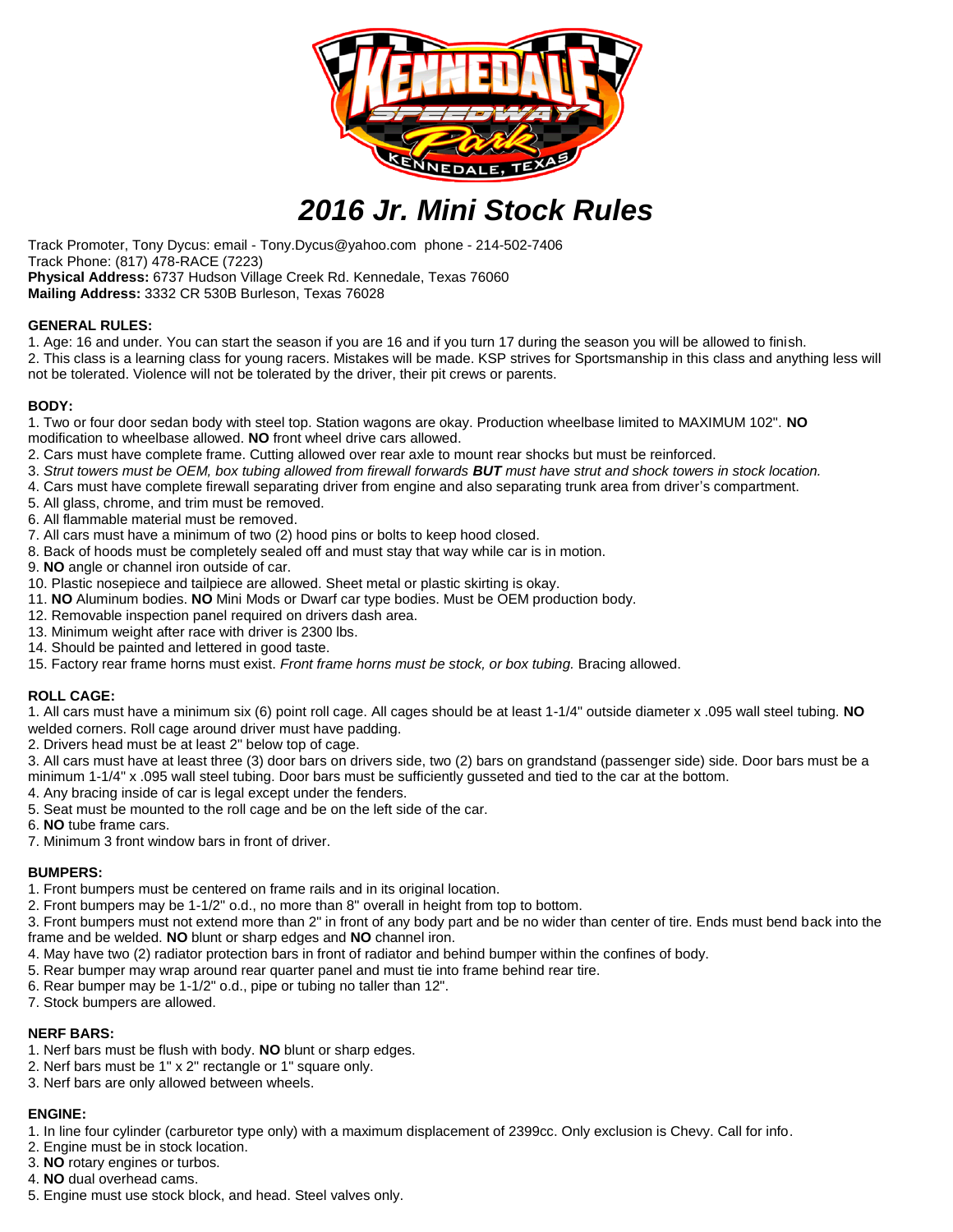# 2016 Jr. Mini Stock Rules

Track Promoter, Tony Dycus: email - Tony.Dycus@yahoo.com phone - 214-502-7406
Track Phone: (817) 478-RACE (7223)
**Physical Address:** 6737 Hudson Village Creek Rd. Kennedale, Texas 76060
**Mailing Address:** 3332 CR 530B Burleson, Texas 76028

**GENERAL RULES:**

1. Age: 16 and under. You can start the season if you are 16 and if you turn 17 during the season you will be allowed to finish.
2. This class is a learning class for young racers. Mistakes will be made. KSP strives for Sportsmanship in this class and anything less will not be tolerated. Violence will not be tolerated by the driver, their pit crews or parents.

**BODY:**

1. Two or four door sedan body with steel top. Station wagons are okay. Production wheelbase limited to MAXIMUM 102". **NO** modification to wheelbase allowed. **NO** front wheel drive cars allowed.
2. Cars must have complete frame. Cutting allowed over rear axle to mount rear shocks but must be reinforced.
3. *Strut towers must be OEM, box tubing allowed from firewall forwards **BUT** must have strut and shock towers in stock location.*
4. Cars must have complete firewall separating driver from engine and also separating trunk area from driver's compartment.
5. All glass, chrome, and trim must be removed.
6. All flammable material must be removed.
7. All cars must have a minimum of two (2) hood pins or bolts to keep hood closed.
8. Back of hoods must be completely sealed off and must stay that way while car is in motion.
9. **NO** angle or channel iron outside of car.
10. Plastic nosepiece and tailpiece are allowed. Sheet metal or plastic skirting is okay.
11. **NO** Aluminum bodies. **NO** Mini Mods or Dwarf car type bodies. Must be OEM production body.
12. Removable inspection panel required on drivers dash area.
13. Minimum weight after race with driver is 2300 lbs.
14. Should be painted and lettered in good taste.
15. Factory rear frame horns must exist. *Front frame horns must be stock, or box tubing.* Bracing allowed.

**ROLL CAGE:**

1. All cars must have a minimum six (6) point roll cage. All cages should be at least 1-1/4" outside diameter x .095 wall steel tubing. **NO** welded corners. Roll cage around driver must have padding.
2. Drivers head must be at least 2" below top of cage.
3. All cars must have at least three (3) door bars on drivers side, two (2) bars on grandstand (passenger side) side. Door bars must be a minimum 1-1/4" x .095 wall steel tubing. Door bars must be sufficiently gusseted and tied to the car at the bottom.
4. Any bracing inside of car is legal except under the fenders.
5. Seat must be mounted to the roll cage and be on the left side of the car.
6. **NO** tube frame cars.
7. Minimum 3 front window bars in front of driver.

**BUMPERS:**

1. Front bumpers must be centered on frame rails and in its original location.
2. Front bumpers may be 1-1/2" o.d., no more than 8" overall in height from top to bottom.
3. Front bumpers must not extend more than 2" in front of any body part and be no wider than center of tire. Ends must bend back into the frame and be welded. **NO** blunt or sharp edges and **NO** channel iron.
4. May have two (2) radiator protection bars in front of radiator and behind bumper within the confines of body.
5. Rear bumper may wrap around rear quarter panel and must tie into frame behind rear tire.
6. Rear bumper may be 1-1/2" o.d., pipe or tubing no taller than 12".
7. Stock bumpers are allowed.

**NERF BARS:**

1. Nerf bars must be flush with body. **NO** blunt or sharp edges.
2. Nerf bars must be 1" x 2" rectangle or 1" square only.
3. Nerf bars are only allowed between wheels.

**ENGINE:**

1. In line four cylinder (carburetor type only) with a maximum displacement of 2399cc. Only exclusion is Chevy. Call for info.
2. Engine must be in stock location.
3. **NO** rotary engines or turbos.
4. **NO** dual overhead cams.
5. Engine must use stock block, and head. Steel valves only.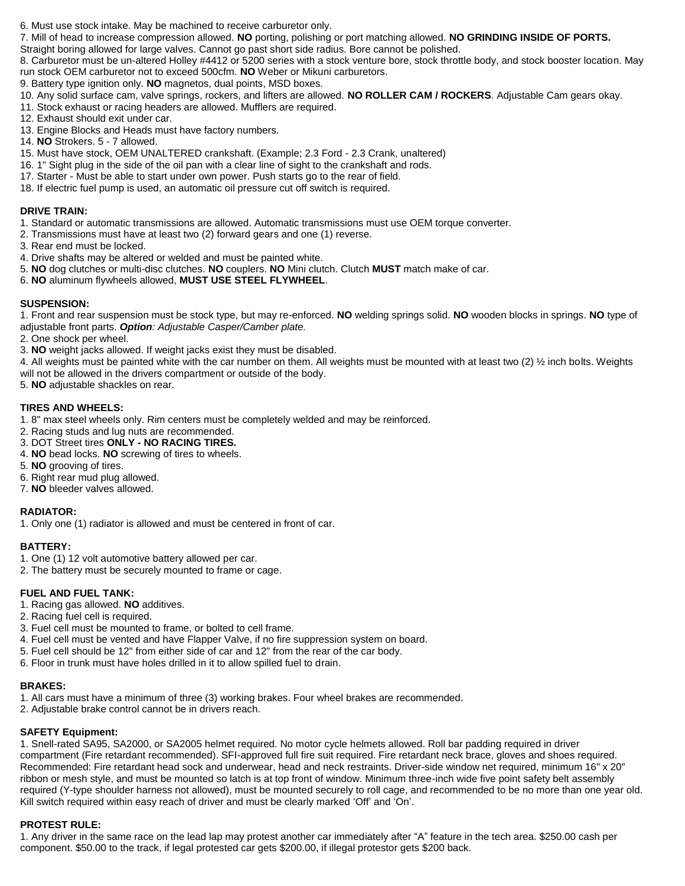6. Must use stock intake. May be machined to receive carburetor only.
7. Mill of head to increase compression allowed. **NO** porting, polishing or port matching allowed. **NO GRINDING INSIDE OF PORTS.** Straight boring allowed for large valves. Cannot go past short side radius. Bore cannot be polished.
8. Carburetor must be un-altered Holley #4412 or 5200 series with a stock venture bore, stock throttle body, and stock booster location. May run stock OEM carburetor not to exceed 500cfm. **NO** Weber or Mikuni carburetors.
9. Battery type ignition only. **NO** magnetos, dual points, MSD boxes.
10. Any solid surface cam, valve springs, rockers, and lifters are allowed. **NO ROLLER CAM / ROCKERS**. Adjustable Cam gears okay.
11. Stock exhaust or racing headers are allowed. Mufflers are required.
12. Exhaust should exit under car.
13. Engine Blocks and Heads must have factory numbers.
14. **NO** Strokers. 5 - 7 allowed.
15. Must have stock, OEM UNALTERED crankshaft. (Example; 2.3 Ford - 2.3 Crank, unaltered)
16. 1" Sight plug in the side of the oil pan with a clear line of sight to the crankshaft and rods.
17. Starter - Must be able to start under own power. Push starts go to the rear of field.
18. If electric fuel pump is used, an automatic oil pressure cut off switch is required.

**DRIVE TRAIN:**

1. Standard or automatic transmissions are allowed. Automatic transmissions must use OEM torque converter.
2. Transmissions must have at least two (2) forward gears and one (1) reverse.
3. Rear end must be locked.
4. Drive shafts may be altered or welded and must be painted white.
5. **NO** dog clutches or multi-disc clutches. **NO** couplers. **NO** Mini clutch. Clutch **MUST** match make of car.
6. **NO** aluminum flywheels allowed, **MUST USE STEEL FLYWHEEL**.

**SUSPENSION:**

1. Front and rear suspension must be stock type, but may re-enforced. **NO** welding springs solid. **NO** wooden blocks in springs. **NO** type of adjustable front parts. ***Option**: Adjustable Casper/Camber plate.*
2. One shock per wheel.
3. **NO** weight jacks allowed. If weight jacks exist they must be disabled.
4. All weights must be painted white with the car number on them. All weights must be mounted with at least two (2) ½ inch bolts. Weights will not be allowed in the drivers compartment or outside of the body.
5. **NO** adjustable shackles on rear.

**TIRES AND WHEELS:**

1. 8" max steel wheels only. Rim centers must be completely welded and may be reinforced.
2. Racing studs and lug nuts are recommended.
3. DOT Street tires **ONLY - NO RACING TIRES.**
4. **NO** bead locks. **NO** screwing of tires to wheels.
5. **NO** grooving of tires.
6. Right rear mud plug allowed.
7. **NO** bleeder valves allowed.

**RADIATOR:**

1. Only one (1) radiator is allowed and must be centered in front of car.

**BATTERY:**

1. One (1) 12 volt automotive battery allowed per car.
2. The battery must be securely mounted to frame or cage.

**FUEL AND FUEL TANK:**

1. Racing gas allowed. **NO** additives.
2. Racing fuel cell is required.
3. Fuel cell must be mounted to frame, or bolted to cell frame.
4. Fuel cell must be vented and have Flapper Valve, if no fire suppression system on board.
5. Fuel cell should be 12" from either side of car and 12" from the rear of the car body.
6. Floor in trunk must have holes drilled in it to allow spilled fuel to drain.

**BRAKES:**

1. All cars must have a minimum of three (3) working brakes. Four wheel brakes are recommended.
2. Adjustable brake control cannot be in drivers reach.

**SAFETY Equipment:**

1. Snell-rated SA95, SA2000, or SA2005 helmet required. No motor cycle helmets allowed. Roll bar padding required in driver compartment (Fire retardant recommended). SFI-approved full fire suit required. Fire retardant neck brace, gloves and shoes required. Recommended: Fire retardant head sock and underwear, head and neck restraints. Driver-side window net required, minimum 16" x 20" ribbon or mesh style, and must be mounted so latch is at top front of window. Minimum three-inch wide five point safety belt assembly required (Y-type shoulder harness not allowed), must be mounted securely to roll cage, and recommended to be no more than one year old. Kill switch required within easy reach of driver and must be clearly marked 'Off' and 'On'.

**PROTEST RULE:**

1. Any driver in the same race on the lead lap may protest another car immediately after "A" feature in the tech area. $250.00 cash per component. $50.00 to the track, if legal protested car gets $200.00, if illegal protestor gets $200 back.